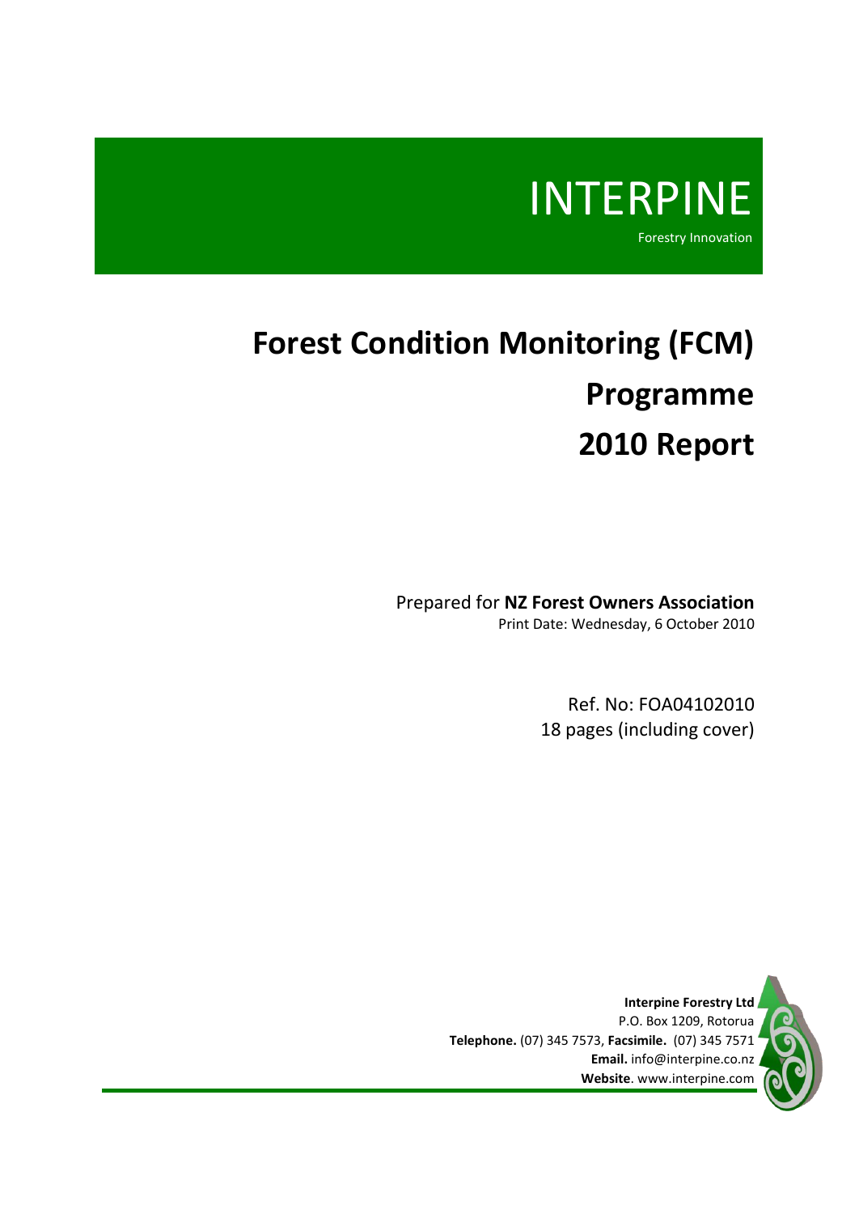INTERPINE

Forestry Innovation

# Forest Condition Monitoring (FCM) Programme 2010 Report

Prepared for **NZ Forest Owners Association**

Print Date: Wednesday, 6 October 2010

Ref. No: FOA04102010

18 pages (including cover)

**Interpine Forestry Ltd**
P.O. Box 1209, Rotorua
**Telephone.** (07) 345 7573, **Facsimile.** (07) 345 7571
**Email.** info@interpine.co.nz
**Website**. www.interpine.com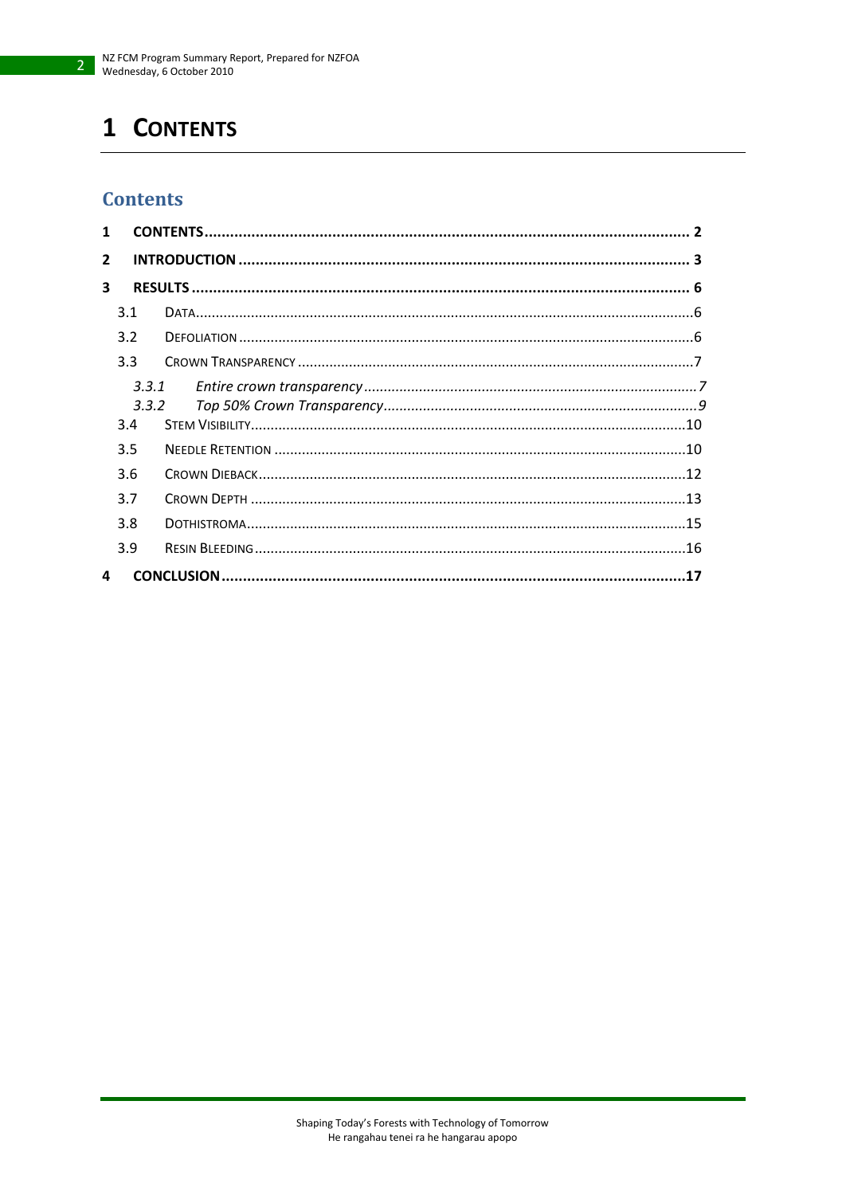# 1 CONTENTS

## Contents

- 1 CONTENTS ..... 2
- 2 INTRODUCTION ..... 3
- 3 RESULTS ..... 6
  - 3.1 DATA ..... 6
  - 3.2 DEFOLIATION ..... 6
  - 3.3 CROWN TRANSPARENCY ..... 7
    - *3.3.1 Entire crown transparency ..... 7*
    - *3.3.2 Top 50% Crown Transparency ..... 9*
  - 3.4 STEM VISIBILITY ..... 10
  - 3.5 NEEDLE RETENTION ..... 10
  - 3.6 CROWN DIEBACK ..... 12
  - 3.7 CROWN DEPTH ..... 13
  - 3.8 DOTHISTROMA ..... 15
  - 3.9 RESIN BLEEDING ..... 16
- 4 CONCLUSION ..... 17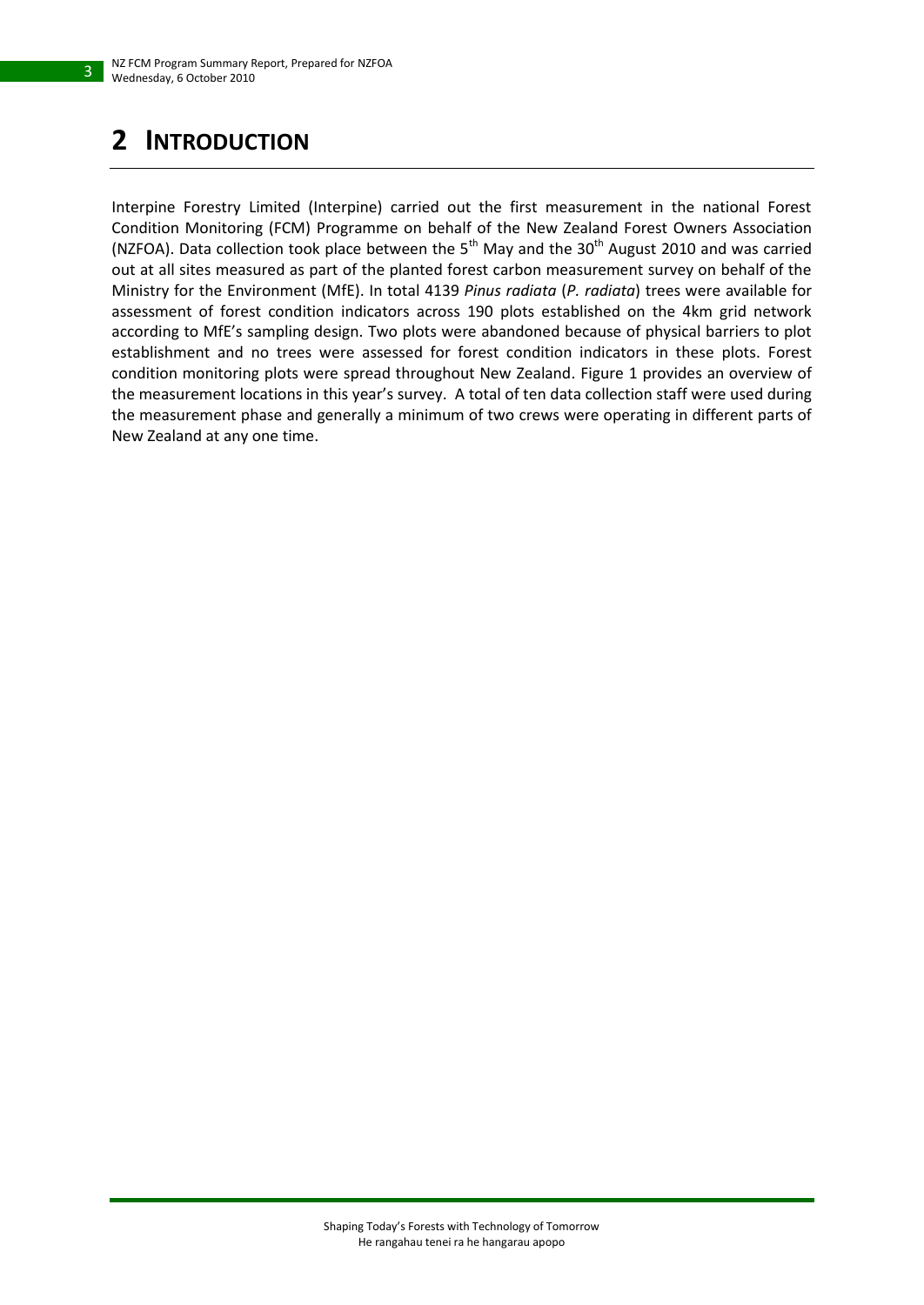# 2 INTRODUCTION

Interpine Forestry Limited (Interpine) carried out the first measurement in the national Forest Condition Monitoring (FCM) Programme on behalf of the New Zealand Forest Owners Association (NZFOA). Data collection took place between the 5th May and the 30th August 2010 and was carried out at all sites measured as part of the planted forest carbon measurement survey on behalf of the Ministry for the Environment (MfE). In total 4139 *Pinus radiata* (*P. radiata*) trees were available for assessment of forest condition indicators across 190 plots established on the 4km grid network according to MfE's sampling design. Two plots were abandoned because of physical barriers to plot establishment and no trees were assessed for forest condition indicators in these plots. Forest condition monitoring plots were spread throughout New Zealand. Figure 1 provides an overview of the measurement locations in this year's survey. A total of ten data collection staff were used during the measurement phase and generally a minimum of two crews were operating in different parts of New Zealand at any one time.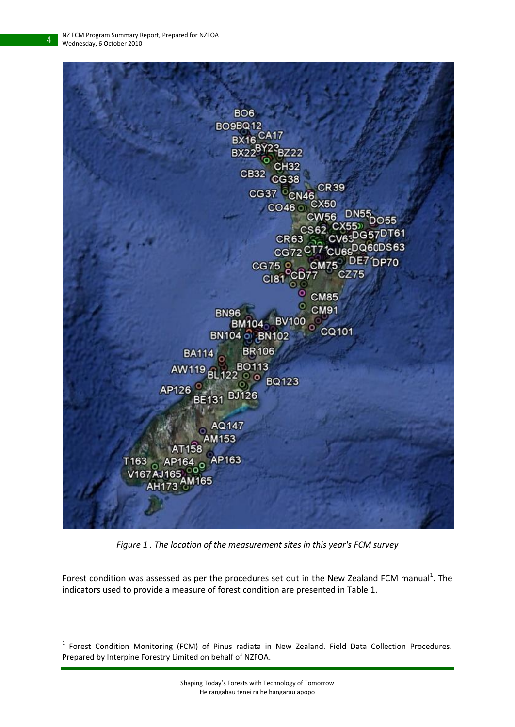*Figure 1 . The location of the measurement sites in this year's FCM survey*

Forest condition was assessed as per the procedures set out in the New Zealand FCM manual[1]. The indicators used to provide a measure of forest condition are presented in Table 1.

[1] Forest Condition Monitoring (FCM) of Pinus radiata in New Zealand. Field Data Collection Procedures. Prepared by Interpine Forestry Limited on behalf of NZFOA.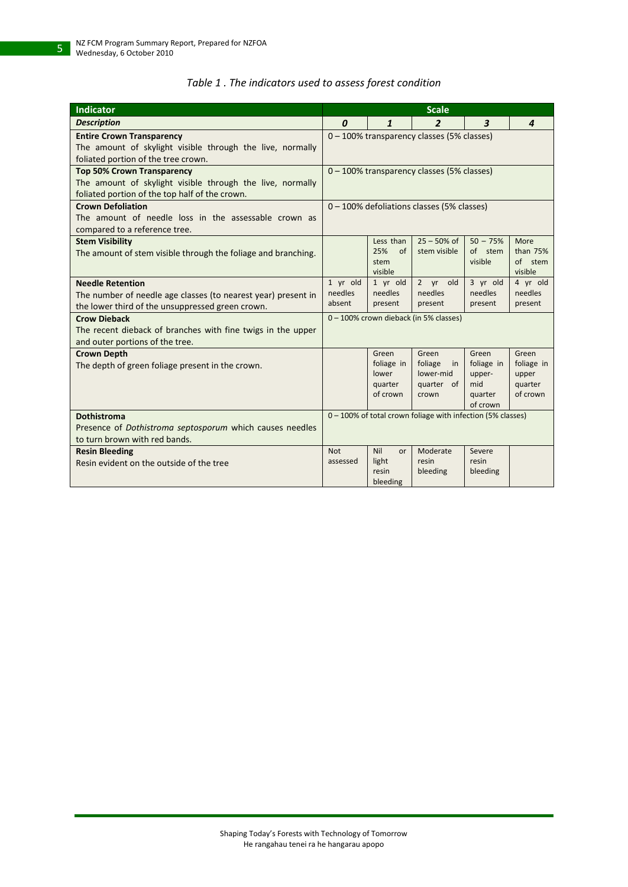*Table 1 . The indicators used to assess forest condition*

| Indicator | Scale | | | | |
|---|---|---|---|---|---|
| ***Description*** | ***0*** | ***1*** | ***2*** | ***3*** | ***4*** |
| **Entire Crown Transparency** The amount of skylight visible through the live, normally foliated portion of the tree crown. | 0 – 100% transparency classes (5% classes) | | | | |
| **Top 50% Crown Transparency** The amount of skylight visible through the live, normally foliated portion of the top half of the crown. | 0 – 100% transparency classes (5% classes) | | | | |
| **Crown Defoliation** The amount of needle loss in the assessable crown as compared to a reference tree. | 0 – 100% defoliations classes (5% classes) | | | | |
| **Stem Visibility** The amount of stem visible through the foliage and branching. | | Less than 25% of stem visible | 25 – 50% of stem visible | 50 – 75% of stem visible | More than 75% of stem visible |
| **Needle Retention** The number of needle age classes (to nearest year) present in the lower third of the unsuppressed green crown. | 1 yr old needles absent | 1 yr old needles present | 2 yr old needles present | 3 yr old needles present | 4 yr old needles present |
| **Crow Dieback** The recent dieback of branches with fine twigs in the upper and outer portions of the tree. | 0 – 100% crown dieback (in 5% classes) | | | | |
| **Crown Depth** The depth of green foliage present in the crown. | | Green foliage in lower quarter of crown | Green foliage in lower-mid quarter of crown | Green foliage in upper-mid quarter of crown | Green foliage in upper quarter of crown |
| **Dothistroma** Presence of *Dothistroma septosporum* which causes needles to turn brown with red bands. | 0 – 100% of total crown foliage with infection (5% classes) | | | | |
| **Resin Bleeding** Resin evident on the outside of the tree | Not assessed | Nil or light resin bleeding | Moderate resin bleeding | Severe resin bleeding | |

Shaping Today's Forests with Technology of Tomorrow
He rangahau tenei ra he hangarau apopo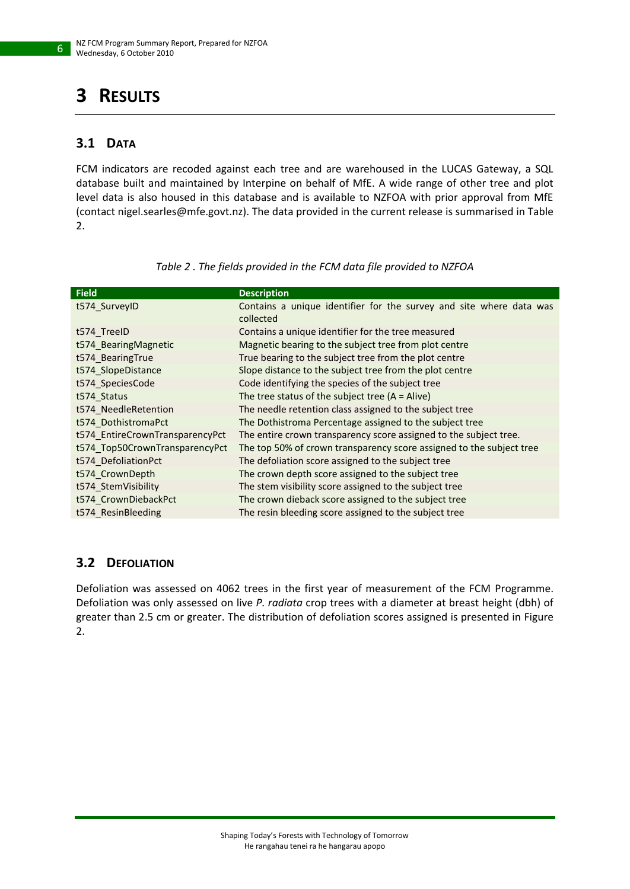# 3 Results

## 3.1 Data

FCM indicators are recoded against each tree and are warehoused in the LUCAS Gateway, a SQL database built and maintained by Interpine on behalf of MfE. A wide range of other tree and plot level data is also housed in this database and is available to NZFOA with prior approval from MfE (contact nigel.searles@mfe.govt.nz). The data provided in the current release is summarised in Table 2.

*Table 2 . The fields provided in the FCM data file provided to NZFOA*

| Field | Description |
|---|---|
| t574_SurveyID | Contains a unique identifier for the survey and site where data was collected |
| t574_TreeID | Contains a unique identifier for the tree measured |
| t574_BearingMagnetic | Magnetic bearing to the subject tree from plot centre |
| t574_BearingTrue | True bearing to the subject tree from the plot centre |
| t574_SlopeDistance | Slope distance to the subject tree from the plot centre |
| t574_SpeciesCode | Code identifying the species of the subject tree |
| t574_Status | The tree status of the subject tree (A = Alive) |
| t574_NeedleRetention | The needle retention class assigned to the subject tree |
| t574_DothistromaPct | The Dothistroma Percentage assigned to the subject tree |
| t574_EntireCrownTransparencyPct | The entire crown transparency score assigned to the subject tree. |
| t574_Top50CrownTransparencyPct | The top 50% of crown transparency score assigned to the subject tree |
| t574_DefoliationPct | The defoliation score assigned to the subject tree |
| t574_CrownDepth | The crown depth score assigned to the subject tree |
| t574_StemVisibility | The stem visibility score assigned to the subject tree |
| t574_CrownDiebackPct | The crown dieback score assigned to the subject tree |
| t574_ResinBleeding | The resin bleeding score assigned to the subject tree |

## 3.2 Defoliation

Defoliation was assessed on 4062 trees in the first year of measurement of the FCM Programme. Defoliation was only assessed on live *P. radiata* crop trees with a diameter at breast height (dbh) of greater than 2.5 cm or greater. The distribution of defoliation scores assigned is presented in Figure 2.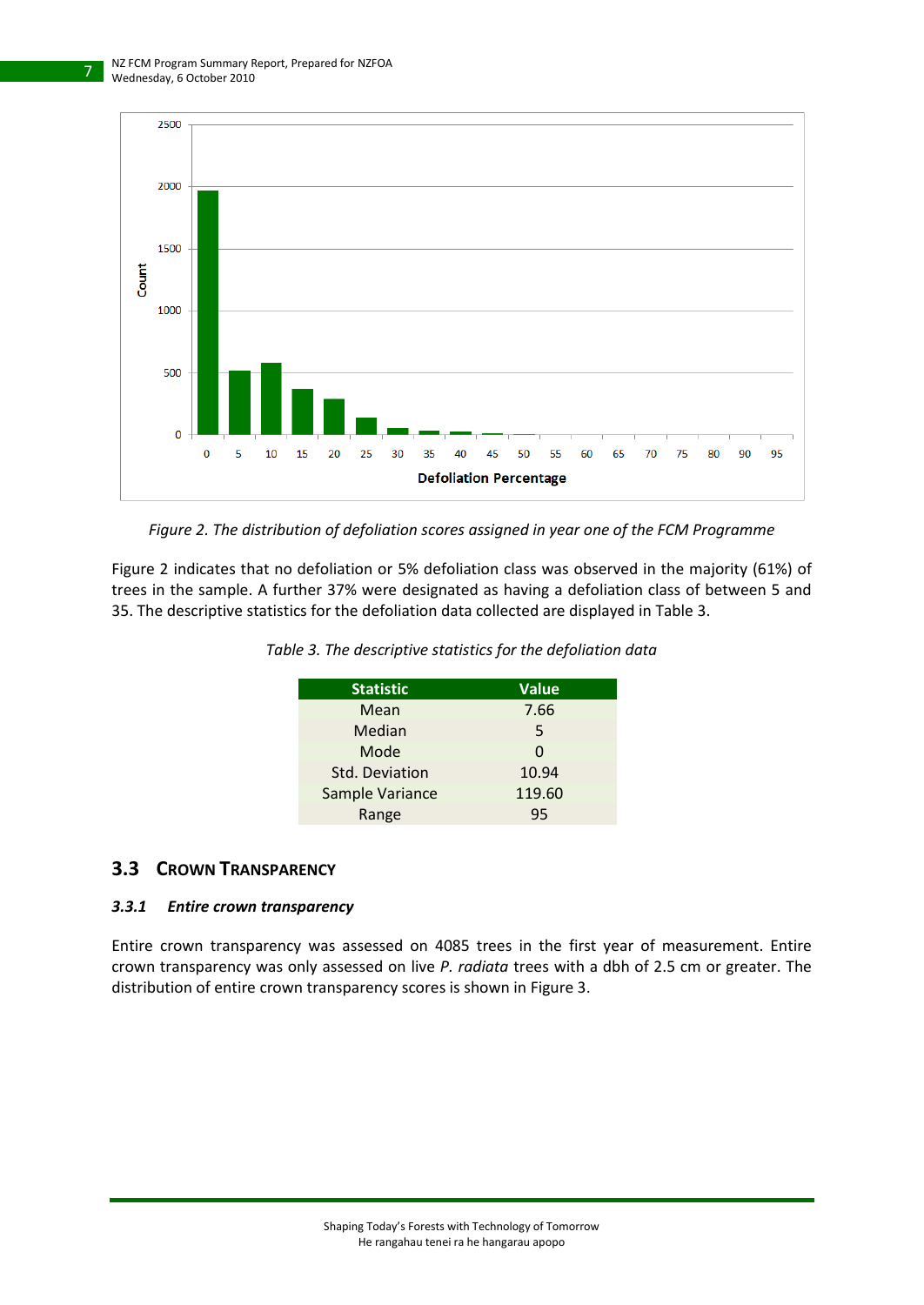Figure 2. The distribution of defoliation scores assigned in year one of the FCM Programme

Figure 2 indicates that no defoliation or 5% defoliation class was observed in the majority (61%) of trees in the sample. A further 37% were designated as having a defoliation class of between 5 and 35. The descriptive statistics for the defoliation data collected are displayed in Table 3.

*Table 3. The descriptive statistics for the defoliation data*

| Statistic | Value |
|---|---|
| Mean | 7.66 |
| Median | 5 |
| Mode | 0 |
| Std. Deviation | 10.94 |
| Sample Variance | 119.60 |
| Range | 95 |

## 3.3 Crown Transparency

### 3.3.1 *Entire crown transparency*

Entire crown transparency was assessed on 4085 trees in the first year of measurement. Entire crown transparency was only assessed on live *P. radiata* trees with a dbh of 2.5 cm or greater. The distribution of entire crown transparency scores is shown in Figure 3.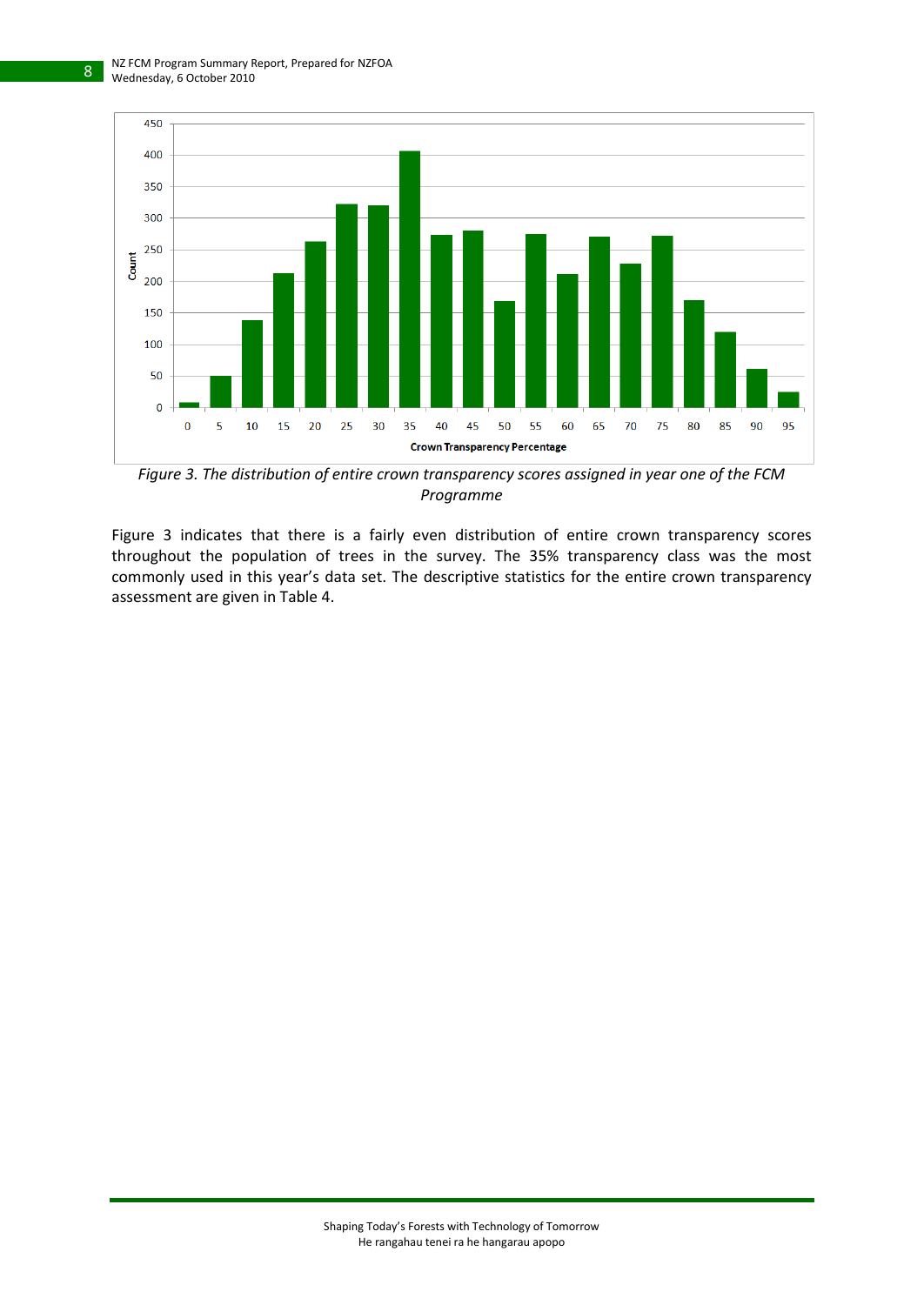*Figure 3. The distribution of entire crown transparency scores assigned in year one of the FCM Programme*

Figure 3 indicates that there is a fairly even distribution of entire crown transparency scores throughout the population of trees in the survey. The 35% transparency class was the most commonly used in this year's data set. The descriptive statistics for the entire crown transparency assessment are given in Table 4.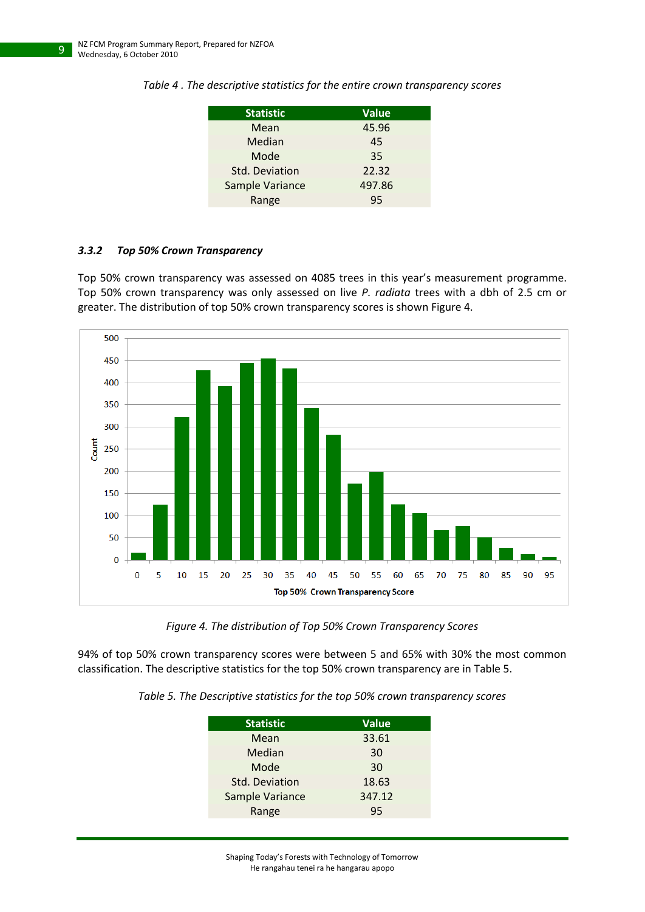*Table 4 . The descriptive statistics for the entire crown transparency scores*

| Statistic | Value |
|---|---|
| Mean | 45.96 |
| Median | 45 |
| Mode | 35 |
| Std. Deviation | 22.32 |
| Sample Variance | 497.86 |
| Range | 95 |

### *3.3.2 Top 50% Crown Transparency*

Top 50% crown transparency was assessed on 4085 trees in this year's measurement programme. Top 50% crown transparency was only assessed on live *P. radiata* trees with a dbh of 2.5 cm or greater. The distribution of top 50% crown transparency scores is shown Figure 4.

*Figure 4. The distribution of Top 50% Crown Transparency Scores*

94% of top 50% crown transparency scores were between 5 and 65% with 30% the most common classification. The descriptive statistics for the top 50% crown transparency are in Table 5.

*Table 5. The Descriptive statistics for the top 50% crown transparency scores*

| Statistic | Value |
|---|---|
| Mean | 33.61 |
| Median | 30 |
| Mode | 30 |
| Std. Deviation | 18.63 |
| Sample Variance | 347.12 |
| Range | 95 |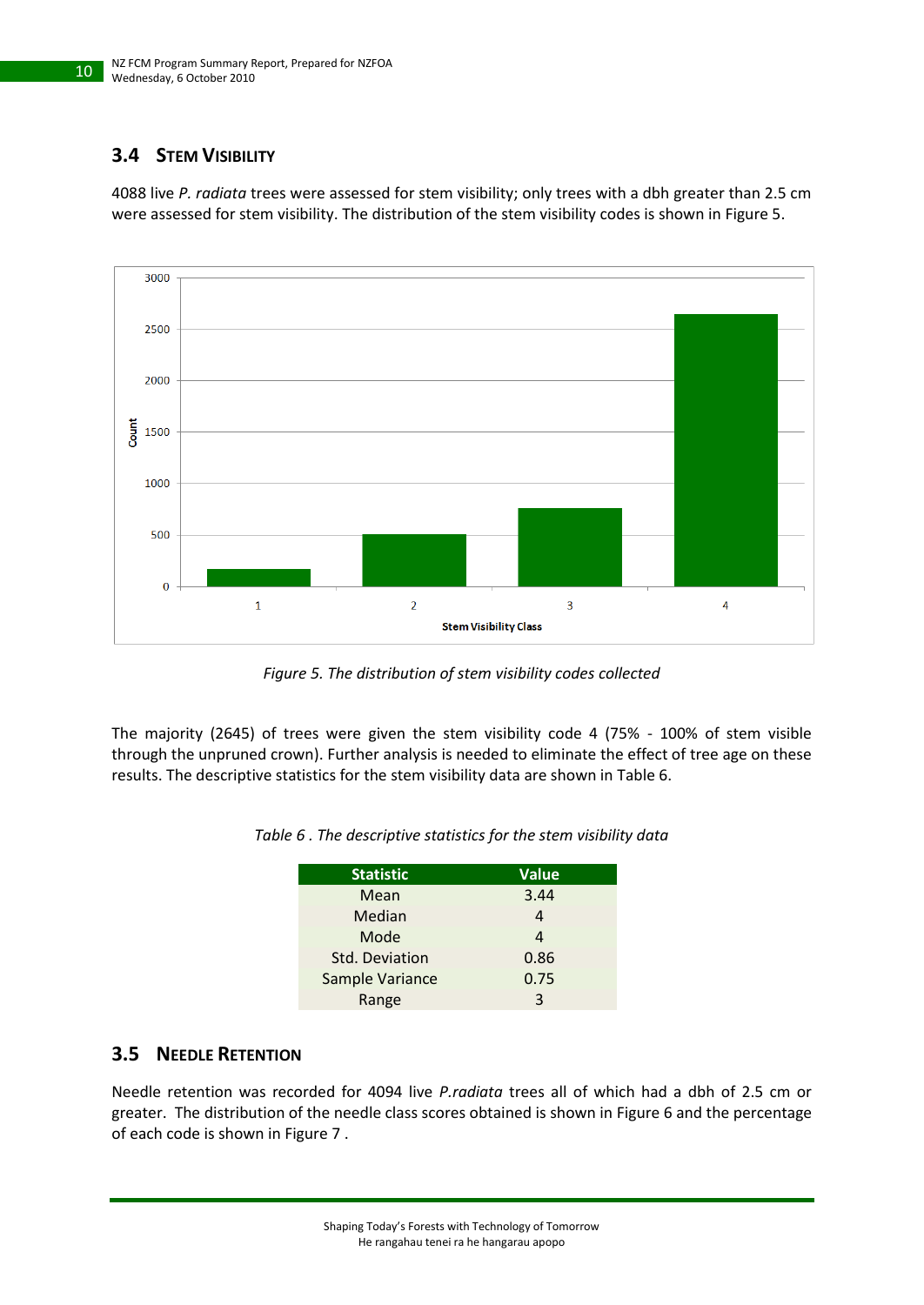## 3.4 Stem Visibility

4088 live *P. radiata* trees were assessed for stem visibility; only trees with a dbh greater than 2.5 cm were assessed for stem visibility. The distribution of the stem visibility codes is shown in Figure 5.

*Figure 5. The distribution of stem visibility codes collected*

The majority (2645) of trees were given the stem visibility code 4 (75% - 100% of stem visible through the unpruned crown). Further analysis is needed to eliminate the effect of tree age on these results. The descriptive statistics for the stem visibility data are shown in Table 6.

*Table 6 . The descriptive statistics for the stem visibility data*

| Statistic | Value |
|---|---|
| Mean | 3.44 |
| Median | 4 |
| Mode | 4 |
| Std. Deviation | 0.86 |
| Sample Variance | 0.75 |
| Range | 3 |

## 3.5 Needle Retention

Needle retention was recorded for 4094 live *P.radiata* trees all of which had a dbh of 2.5 cm or greater. The distribution of the needle class scores obtained is shown in Figure 6 and the percentage of each code is shown in Figure 7 .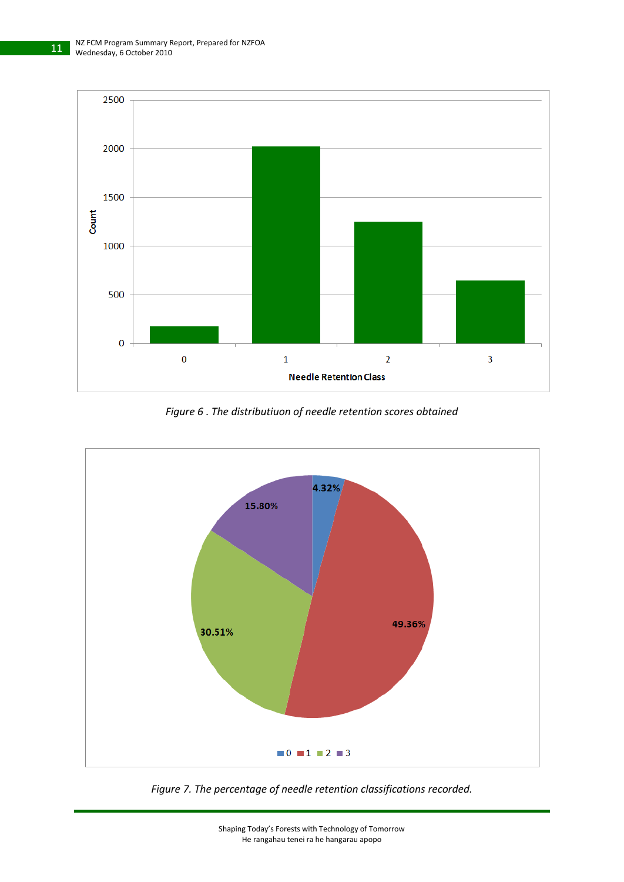*Figure 6 . The distributiuon of needle retention scores obtained*

*Figure 7. The percentage of needle retention classifications recorded.*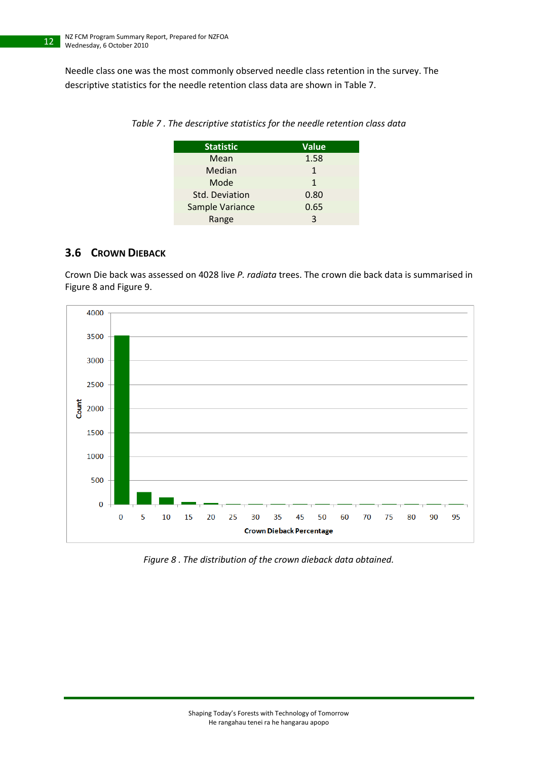Needle class one was the most commonly observed needle class retention in the survey. The descriptive statistics for the needle retention class data are shown in Table 7.

*Table 7 . The descriptive statistics for the needle retention class data*

| Statistic | Value |
|---|---|
| Mean | 1.58 |
| Median | 1 |
| Mode | 1 |
| Std. Deviation | 0.80 |
| Sample Variance | 0.65 |
| Range | 3 |

## 3.6 Crown Dieback

Crown Die back was assessed on 4028 live *P. radiata* trees. The crown die back data is summarised in Figure 8 and Figure 9.

*Figure 8 . The distribution of the crown dieback data obtained.*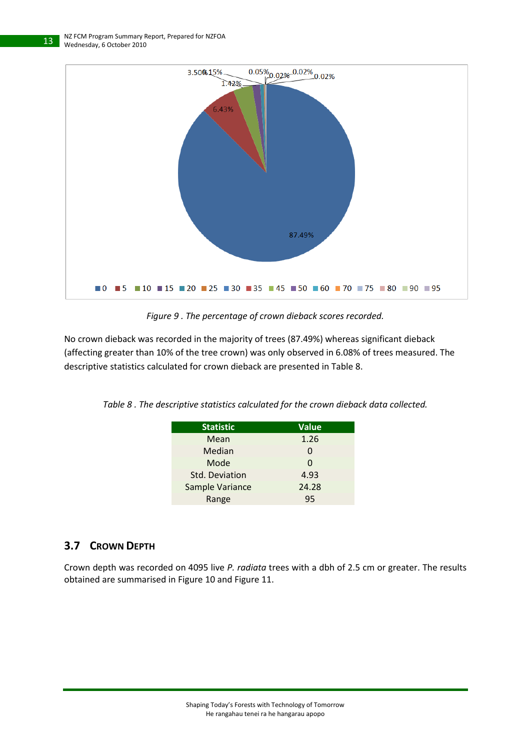Figure 9 . The percentage of crown dieback scores recorded.

No crown dieback was recorded in the majority of trees (87.49%) whereas significant dieback (affecting greater than 10% of the tree crown) was only observed in 6.08% of trees measured. The descriptive statistics calculated for crown dieback are presented in Table 8.

*Table 8 . The descriptive statistics calculated for the crown dieback data collected.*

| Statistic | Value |
|---|---|
| Mean | 1.26 |
| Median | 0 |
| Mode | 0 |
| Std. Deviation | 4.93 |
| Sample Variance | 24.28 |
| Range | 95 |

## 3.7 Crown Depth

Crown depth was recorded on 4095 live *P. radiata* trees with a dbh of 2.5 cm or greater. The results obtained are summarised in Figure 10 and Figure 11.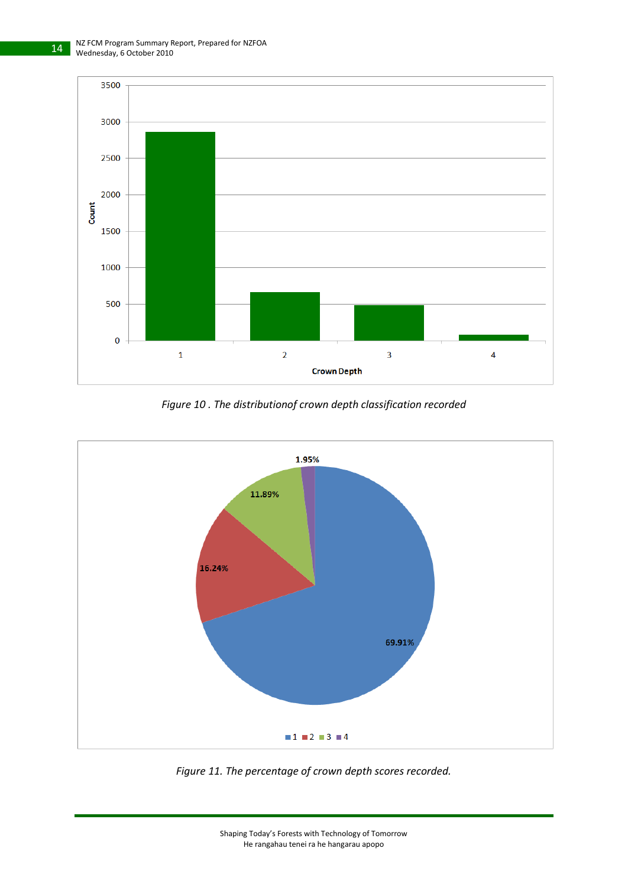*Figure 10 . The distributionof crown depth classification recorded*

*Figure 11. The percentage of crown depth scores recorded.*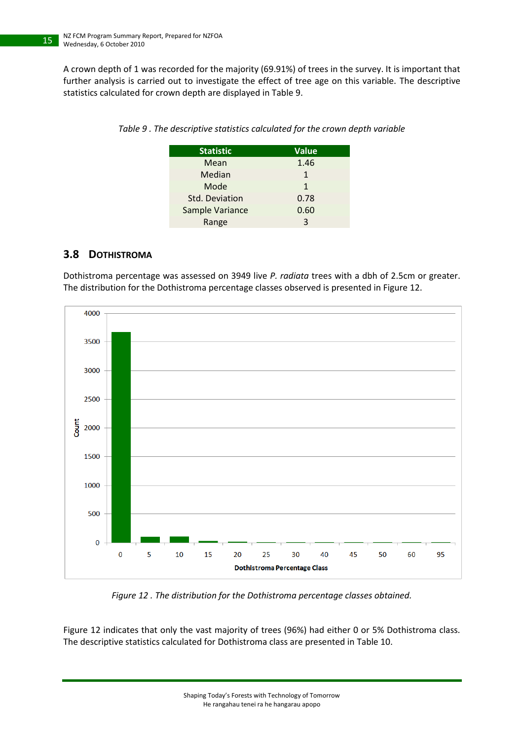A crown depth of 1 was recorded for the majority (69.91%) of trees in the survey. It is important that further analysis is carried out to investigate the effect of tree age on this variable. The descriptive statistics calculated for crown depth are displayed in Table 9.

*Table 9 . The descriptive statistics calculated for the crown depth variable*

| Statistic | Value |
|---|---|
| Mean | 1.46 |
| Median | 1 |
| Mode | 1 |
| Std. Deviation | 0.78 |
| Sample Variance | 0.60 |
| Range | 3 |

## 3.8 DOTHISTROMA

Dothistroma percentage was assessed on 3949 live *P. radiata* trees with a dbh of 2.5cm or greater. The distribution for the Dothistroma percentage classes observed is presented in Figure 12.

*Figure 12 . The distribution for the Dothistroma percentage classes obtained.*

Figure 12 indicates that only the vast majority of trees (96%) had either 0 or 5% Dothistroma class. The descriptive statistics calculated for Dothistroma class are presented in Table 10.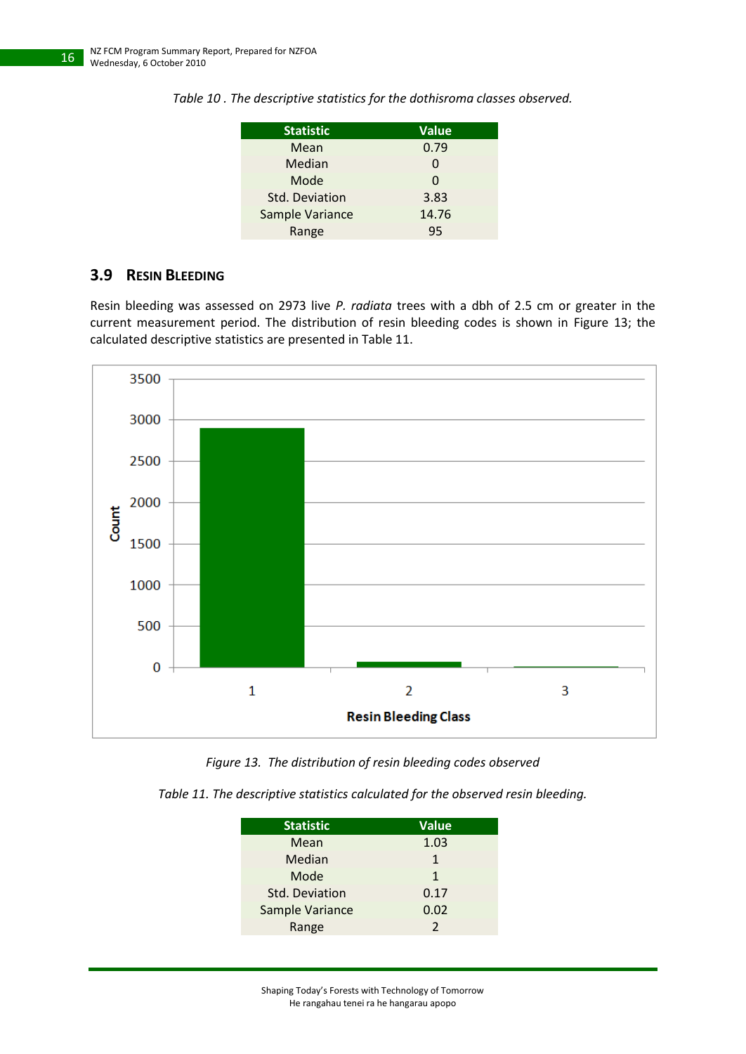*Table 10 . The descriptive statistics for the dothisroma classes observed.*

| Statistic | Value |
|---|---|
| Mean | 0.79 |
| Median | 0 |
| Mode | 0 |
| Std. Deviation | 3.83 |
| Sample Variance | 14.76 |
| Range | 95 |

## 3.9 Resin Bleeding

Resin bleeding was assessed on 2973 live *P. radiata* trees with a dbh of 2.5 cm or greater in the current measurement period. The distribution of resin bleeding codes is shown in Figure 13; the calculated descriptive statistics are presented in Table 11.

*Figure 13. The distribution of resin bleeding codes observed*

*Table 11. The descriptive statistics calculated for the observed resin bleeding.*

| Statistic | Value |
|---|---|
| Mean | 1.03 |
| Median | 1 |
| Mode | 1 |
| Std. Deviation | 0.17 |
| Sample Variance | 0.02 |
| Range | 2 |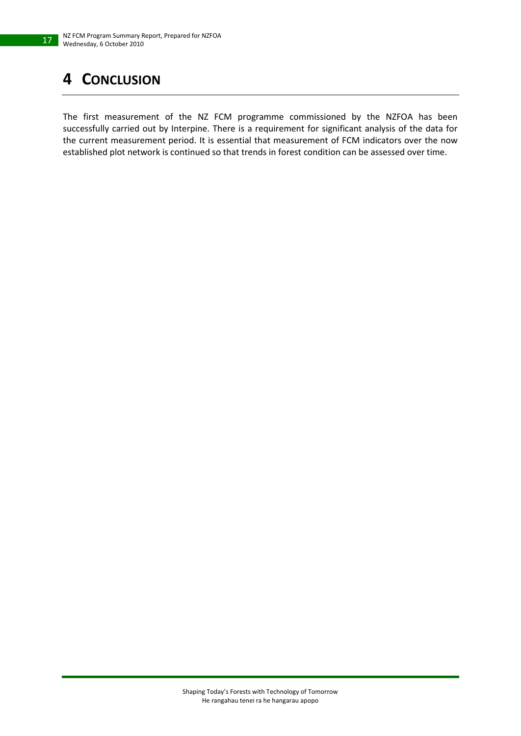# 4 Conclusion

The first measurement of the NZ FCM programme commissioned by the NZFOA has been successfully carried out by Interpine. There is a requirement for significant analysis of the data for the current measurement period. It is essential that measurement of FCM indicators over the now established plot network is continued so that trends in forest condition can be assessed over time.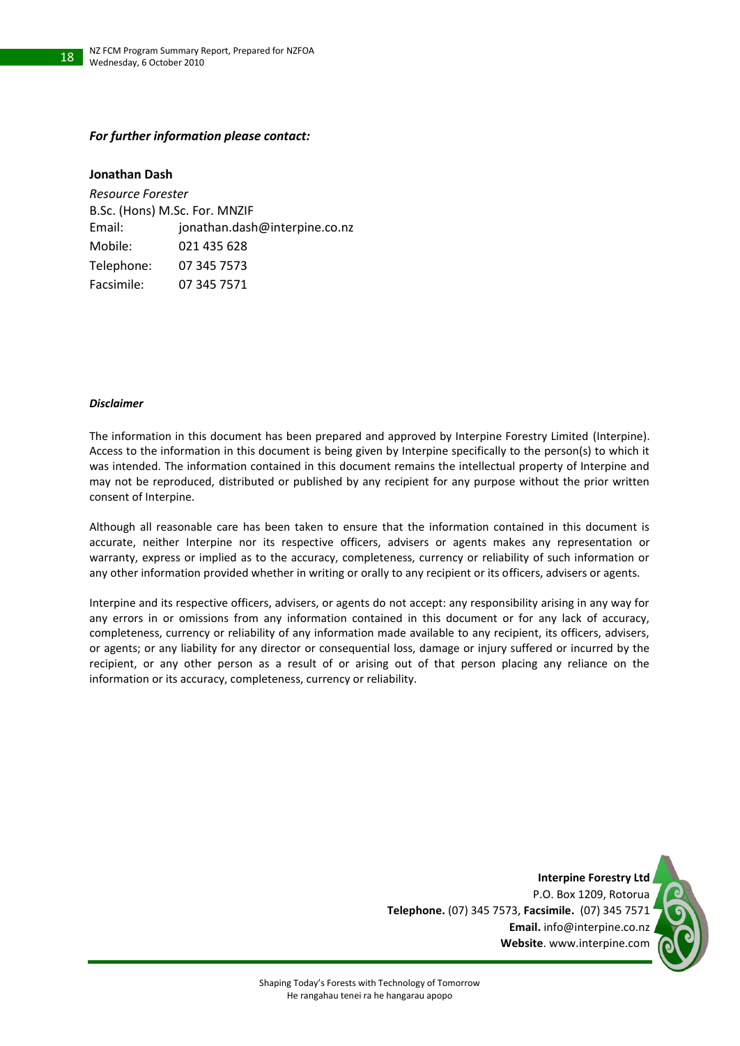***For further information please contact:***

**Jonathan Dash**

*Resource Forester*
B.Sc. (Hons) M.Sc. For. MNZIF

| | |
|---|---|
| Email: | jonathan.dash@interpine.co.nz |
| Mobile: | 021 435 628 |
| Telephone: | 07 345 7573 |
| Facsimile: | 07 345 7571 |

***Disclaimer***

The information in this document has been prepared and approved by Interpine Forestry Limited (Interpine). Access to the information in this document is being given by Interpine specifically to the person(s) to which it was intended. The information contained in this document remains the intellectual property of Interpine and may not be reproduced, distributed or published by any recipient for any purpose without the prior written consent of Interpine.

Although all reasonable care has been taken to ensure that the information contained in this document is accurate, neither Interpine nor its respective officers, advisers or agents makes any representation or warranty, express or implied as to the accuracy, completeness, currency or reliability of such information or any other information provided whether in writing or orally to any recipient or its officers, advisers or agents.

Interpine and its respective officers, advisers, or agents do not accept: any responsibility arising in any way for any errors in or omissions from any information contained in this document or for any lack of accuracy, completeness, currency or reliability of any information made available to any recipient, its officers, advisers, or agents; or any liability for any director or consequential loss, damage or injury suffered or incurred by the recipient, or any other person as a result of or arising out of that person placing any reliance on the information or its accuracy, completeness, currency or reliability.

**Interpine Forestry Ltd**
P.O. Box 1209, Rotorua
**Telephone.** (07) 345 7573, **Facsimile.** (07) 345 7571
**Email.** info@interpine.co.nz
**Website**. www.interpine.com

Shaping Today's Forests with Technology of Tomorrow
He rangahau tenei ra he hangarau apopo